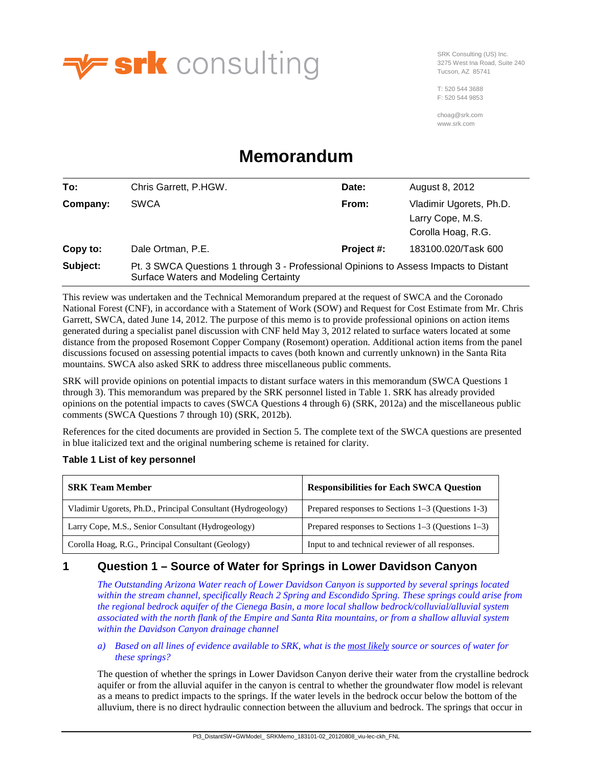srk consulting

SRK Consulting (US) Inc.
3275 West Ina Road, Suite 240
Tucson, AZ 85741

T: 520 544 3688
F: 520 544 9853

choag@srk.com
www.srk.com

# Memorandum

| | | | |
|---|---|---|---|
| **To:** | Chris Garrett, P.HGW. | **Date:** | August 8, 2012 |
| **Company:** | SWCA | **From:** | Vladimir Ugorets, Ph.D.<br>Larry Cope, M.S.<br>Corolla Hoag, R.G. |
| **Copy to:** | Dale Ortman, P.E. | **Project #:** | 183100.020/Task 600 |
| **Subject:** | Pt. 3 SWCA Questions 1 through 3 - Professional Opinions to Assess Impacts to Distant Surface Waters and Modeling Certainty | | |

This review was undertaken and the Technical Memorandum prepared at the request of SWCA and the Coronado National Forest (CNF), in accordance with a Statement of Work (SOW) and Request for Cost Estimate from Mr. Chris Garrett, SWCA, dated June 14, 2012. The purpose of this memo is to provide professional opinions on action items generated during a specialist panel discussion with CNF held May 3, 2012 related to surface waters located at some distance from the proposed Rosemont Copper Company (Rosemont) operation. Additional action items from the panel discussions focused on assessing potential impacts to caves (both known and currently unknown) in the Santa Rita mountains. SWCA also asked SRK to address three miscellaneous public comments.

SRK will provide opinions on potential impacts to distant surface waters in this memorandum (SWCA Questions 1 through 3). This memorandum was prepared by the SRK personnel listed in Table 1. SRK has already provided opinions on the potential impacts to caves (SWCA Questions 4 through 6) (SRK, 2012a) and the miscellaneous public comments (SWCA Questions 7 through 10) (SRK, 2012b).

References for the cited documents are provided in Section 5. The complete text of the SWCA questions are presented in blue italicized text and the original numbering scheme is retained for clarity.

**Table 1 List of key personnel**

| SRK Team Member | Responsibilities for Each SWCA Question |
|---|---|
| Vladimir Ugorets, Ph.D., Principal Consultant (Hydrogeology) | Prepared responses to Sections 1–3 (Questions 1-3) |
| Larry Cope, M.S., Senior Consultant (Hydrogeology) | Prepared responses to Sections 1–3 (Questions 1–3) |
| Corolla Hoag, R.G., Principal Consultant (Geology) | Input to and technical reviewer of all responses. |

## 1 Question 1 – Source of Water for Springs in Lower Davidson Canyon

*The Outstanding Arizona Water reach of Lower Davidson Canyon is supported by several springs located within the stream channel, specifically Reach 2 Spring and Escondido Spring. These springs could arise from the regional bedrock aquifer of the Cienega Basin, a more local shallow bedrock/colluvial/alluvial system associated with the north flank of the Empire and Santa Rita mountains, or from a shallow alluvial system within the Davidson Canyon drainage channel*

*a) Based on all lines of evidence available to SRK, what is the most likely source or sources of water for these springs?*

The question of whether the springs in Lower Davidson Canyon derive their water from the crystalline bedrock aquifer or from the alluvial aquifer in the canyon is central to whether the groundwater flow model is relevant as a means to predict impacts to the springs. If the water levels in the bedrock occur below the bottom of the alluvium, there is no direct hydraulic connection between the alluvium and bedrock. The springs that occur in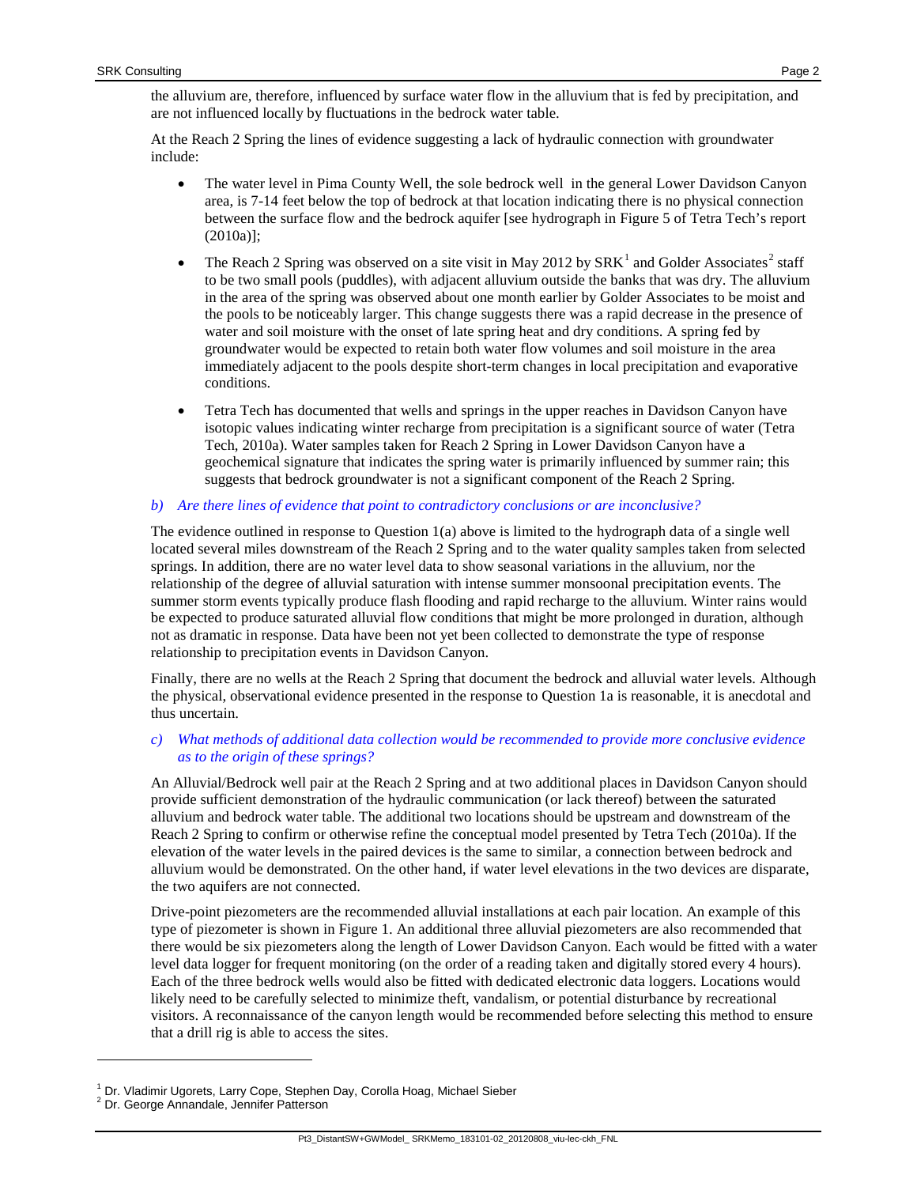the alluvium are, therefore, influenced by surface water flow in the alluvium that is fed by precipitation, and are not influenced locally by fluctuations in the bedrock water table.

At the Reach 2 Spring the lines of evidence suggesting a lack of hydraulic connection with groundwater include:

- The water level in Pima County Well, the sole bedrock well in the general Lower Davidson Canyon area, is 7-14 feet below the top of bedrock at that location indicating there is no physical connection between the surface flow and the bedrock aquifer [see hydrograph in Figure 5 of Tetra Tech's report (2010a)];
- The Reach 2 Spring was observed on a site visit in May 2012 by SRK[1] and Golder Associates[2] staff to be two small pools (puddles), with adjacent alluvium outside the banks that was dry. The alluvium in the area of the spring was observed about one month earlier by Golder Associates to be moist and the pools to be noticeably larger. This change suggests there was a rapid decrease in the presence of water and soil moisture with the onset of late spring heat and dry conditions. A spring fed by groundwater would be expected to retain both water flow volumes and soil moisture in the area immediately adjacent to the pools despite short-term changes in local precipitation and evaporative conditions.
- Tetra Tech has documented that wells and springs in the upper reaches in Davidson Canyon have isotopic values indicating winter recharge from precipitation is a significant source of water (Tetra Tech, 2010a). Water samples taken for Reach 2 Spring in Lower Davidson Canyon have a geochemical signature that indicates the spring water is primarily influenced by summer rain; this suggests that bedrock groundwater is not a significant component of the Reach 2 Spring.

*b) Are there lines of evidence that point to contradictory conclusions or are inconclusive?*

The evidence outlined in response to Question 1(a) above is limited to the hydrograph data of a single well located several miles downstream of the Reach 2 Spring and to the water quality samples taken from selected springs. In addition, there are no water level data to show seasonal variations in the alluvium, nor the relationship of the degree of alluvial saturation with intense summer monsoonal precipitation events. The summer storm events typically produce flash flooding and rapid recharge to the alluvium. Winter rains would be expected to produce saturated alluvial flow conditions that might be more prolonged in duration, although not as dramatic in response. Data have been not yet been collected to demonstrate the type of response relationship to precipitation events in Davidson Canyon.

Finally, there are no wells at the Reach 2 Spring that document the bedrock and alluvial water levels. Although the physical, observational evidence presented in the response to Question 1a is reasonable, it is anecdotal and thus uncertain.

*c) What methods of additional data collection would be recommended to provide more conclusive evidence as to the origin of these springs?*

An Alluvial/Bedrock well pair at the Reach 2 Spring and at two additional places in Davidson Canyon should provide sufficient demonstration of the hydraulic communication (or lack thereof) between the saturated alluvium and bedrock water table. The additional two locations should be upstream and downstream of the Reach 2 Spring to confirm or otherwise refine the conceptual model presented by Tetra Tech (2010a). If the elevation of the water levels in the paired devices is the same to similar, a connection between bedrock and alluvium would be demonstrated. On the other hand, if water level elevations in the two devices are disparate, the two aquifers are not connected.

Drive-point piezometers are the recommended alluvial installations at each pair location. An example of this type of piezometer is shown in Figure 1. An additional three alluvial piezometers are also recommended that there would be six piezometers along the length of Lower Davidson Canyon. Each would be fitted with a water level data logger for frequent monitoring (on the order of a reading taken and digitally stored every 4 hours). Each of the three bedrock wells would also be fitted with dedicated electronic data loggers. Locations would likely need to be carefully selected to minimize theft, vandalism, or potential disturbance by recreational visitors. A reconnaissance of the canyon length would be recommended before selecting this method to ensure that a drill rig is able to access the sites.

---

[1] Dr. Vladimir Ugorets, Larry Cope, Stephen Day, Corolla Hoag, Michael Sieber

[2] Dr. George Annandale, Jennifer Patterson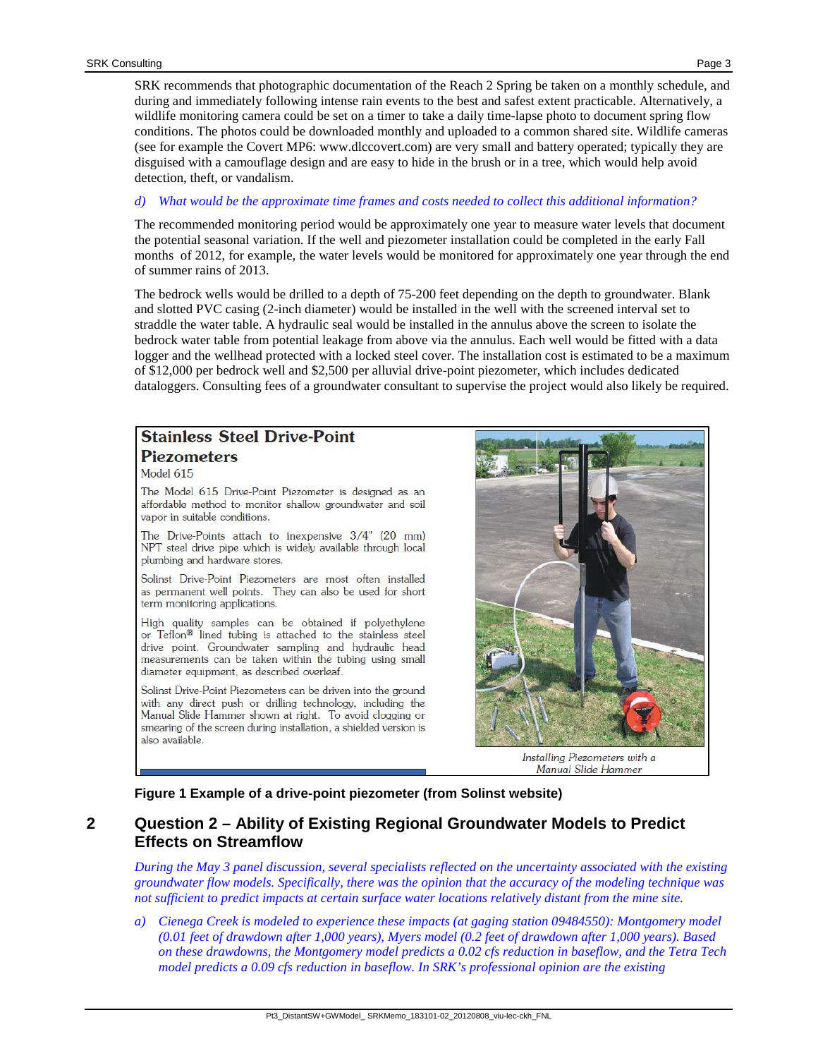SRK recommends that photographic documentation of the Reach 2 Spring be taken on a monthly schedule, and during and immediately following intense rain events to the best and safest extent practicable. Alternatively, a wildlife monitoring camera could be set on a timer to take a daily time-lapse photo to document spring flow conditions. The photos could be downloaded monthly and uploaded to a common shared site. Wildlife cameras (see for example the Covert MP6: www.dlccovert.com) are very small and battery operated; typically they are disguised with a camouflage design and are easy to hide in the brush or in a tree, which would help avoid detection, theft, or vandalism.

*d) What would be the approximate time frames and costs needed to collect this additional information?*

The recommended monitoring period would be approximately one year to measure water levels that document the potential seasonal variation. If the well and piezometer installation could be completed in the early Fall months of 2012, for example, the water levels would be monitored for approximately one year through the end of summer rains of 2013.

The bedrock wells would be drilled to a depth of 75-200 feet depending on the depth to groundwater. Blank and slotted PVC casing (2-inch diameter) would be installed in the well with the screened interval set to straddle the water table. A hydraulic seal would be installed in the annulus above the screen to isolate the bedrock water table from potential leakage from above via the annulus. Each well would be fitted with a data logger and the wellhead protected with a locked steel cover. The installation cost is estimated to be a maximum of $12,000 per bedrock well and $2,500 per alluvial drive-point piezometer, which includes dedicated dataloggers. Consulting fees of a groundwater consultant to supervise the project would also likely be required.

**Stainless Steel Drive-Point Piezometers**

Model 615

The Model 615 Drive-Point Piezometer is designed as an affordable method to monitor shallow groundwater and soil vapor in suitable conditions.

The Drive-Points attach to inexpensive 3/4" (20 mm) NPT steel drive pipe which is widely available through local plumbing and hardware stores.

Solinst Drive-Point Piezometers are most often installed as permanent well points. They can also be used for short term monitoring applications.

High quality samples can be obtained if polyethylene or Teflon® lined tubing is attached to the stainless steel drive point. Groundwater sampling and hydraulic head measurements can be taken within the tubing using small diameter equipment, as described overleaf.

Solinst Drive-Point Piezometers can be driven into the ground with any direct push or drilling technology, including the Manual Slide Hammer shown at right. To avoid clogging or smearing of the screen during installation, a shielded version is also available.

*Installing Piezometers with a Manual Slide Hammer*

**Figure 1 Example of a drive-point piezometer (from Solinst website)**

## 2 Question 2 – Ability of Existing Regional Groundwater Models to Predict Effects on Streamflow

*During the May 3 panel discussion, several specialists reflected on the uncertainty associated with the existing groundwater flow models. Specifically, there was the opinion that the accuracy of the modeling technique was not sufficient to predict impacts at certain surface water locations relatively distant from the mine site.*

*a) Cienega Creek is modeled to experience these impacts (at gaging station 09484550): Montgomery model (0.01 feet of drawdown after 1,000 years), Myers model (0.2 feet of drawdown after 1,000 years). Based on these drawdowns, the Montgomery model predicts a 0.02 cfs reduction in baseflow, and the Tetra Tech model predicts a 0.09 cfs reduction in baseflow. In SRK's professional opinion are the existing*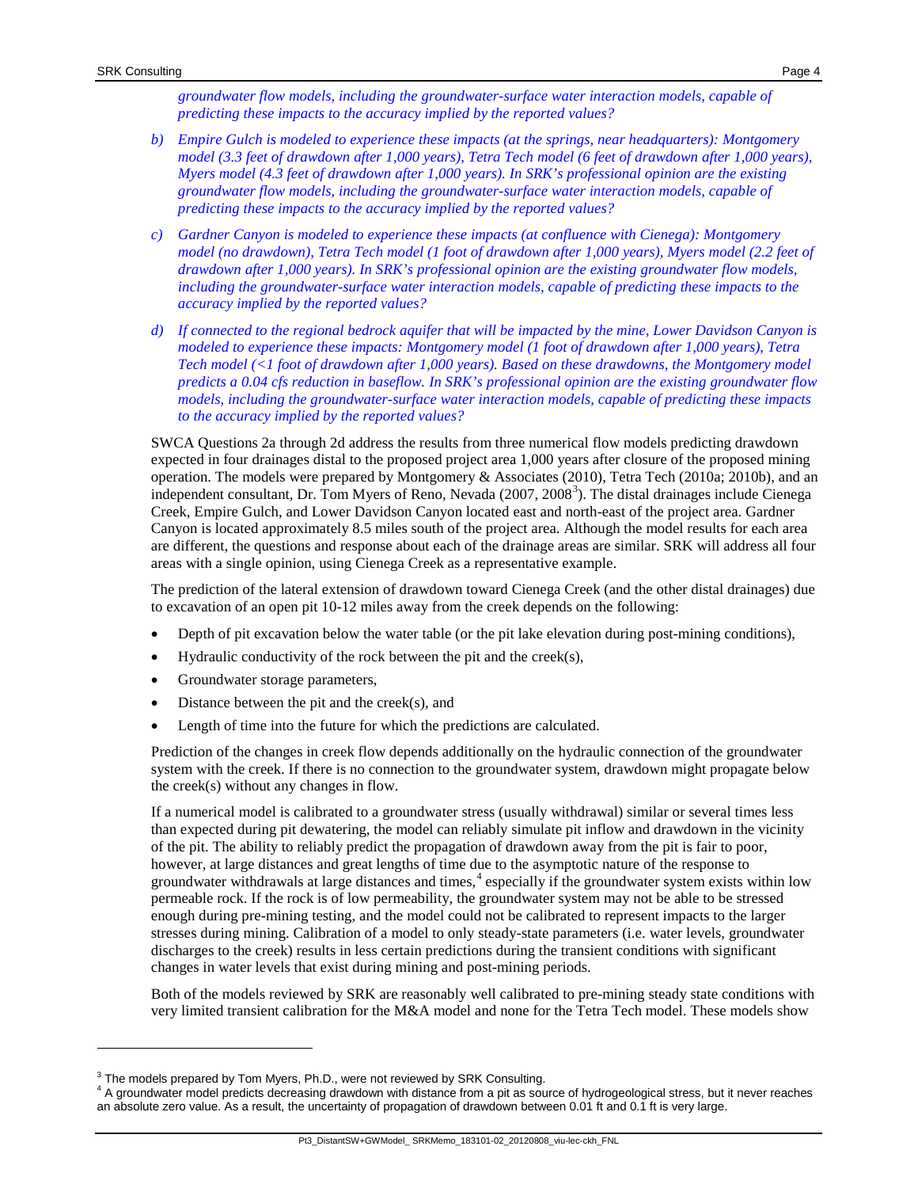*groundwater flow models, including the groundwater-surface water interaction models, capable of predicting these impacts to the accuracy implied by the reported values?*

b) *Empire Gulch is modeled to experience these impacts (at the springs, near headquarters): Montgomery model (3.3 feet of drawdown after 1,000 years), Tetra Tech model (6 feet of drawdown after 1,000 years), Myers model (4.3 feet of drawdown after 1,000 years). In SRK's professional opinion are the existing groundwater flow models, including the groundwater-surface water interaction models, capable of predicting these impacts to the accuracy implied by the reported values?*

c) *Gardner Canyon is modeled to experience these impacts (at confluence with Cienega): Montgomery model (no drawdown), Tetra Tech model (1 foot of drawdown after 1,000 years), Myers model (2.2 feet of drawdown after 1,000 years). In SRK's professional opinion are the existing groundwater flow models, including the groundwater-surface water interaction models, capable of predicting these impacts to the accuracy implied by the reported values?*

d) *If connected to the regional bedrock aquifer that will be impacted by the mine, Lower Davidson Canyon is modeled to experience these impacts: Montgomery model (1 foot of drawdown after 1,000 years), Tetra Tech model (<1 foot of drawdown after 1,000 years). Based on these drawdowns, the Montgomery model predicts a 0.04 cfs reduction in baseflow. In SRK's professional opinion are the existing groundwater flow models, including the groundwater-surface water interaction models, capable of predicting these impacts to the accuracy implied by the reported values?*

SWCA Questions 2a through 2d address the results from three numerical flow models predicting drawdown expected in four drainages distal to the proposed project area 1,000 years after closure of the proposed mining operation. The models were prepared by Montgomery & Associates (2010), Tetra Tech (2010a; 2010b), and an independent consultant, Dr. Tom Myers of Reno, Nevada (2007, 2008[3]). The distal drainages include Cienega Creek, Empire Gulch, and Lower Davidson Canyon located east and north-east of the project area. Gardner Canyon is located approximately 8.5 miles south of the project area. Although the model results for each area are different, the questions and response about each of the drainage areas are similar. SRK will address all four areas with a single opinion, using Cienega Creek as a representative example.

The prediction of the lateral extension of drawdown toward Cienega Creek (and the other distal drainages) due to excavation of an open pit 10-12 miles away from the creek depends on the following:

- Depth of pit excavation below the water table (or the pit lake elevation during post-mining conditions),
- Hydraulic conductivity of the rock between the pit and the creek(s),
- Groundwater storage parameters,
- Distance between the pit and the creek(s), and
- Length of time into the future for which the predictions are calculated.

Prediction of the changes in creek flow depends additionally on the hydraulic connection of the groundwater system with the creek. If there is no connection to the groundwater system, drawdown might propagate below the creek(s) without any changes in flow.

If a numerical model is calibrated to a groundwater stress (usually withdrawal) similar or several times less than expected during pit dewatering, the model can reliably simulate pit inflow and drawdown in the vicinity of the pit. The ability to reliably predict the propagation of drawdown away from the pit is fair to poor, however, at large distances and great lengths of time due to the asymptotic nature of the response to groundwater withdrawals at large distances and times,[4] especially if the groundwater system exists within low permeable rock. If the rock is of low permeability, the groundwater system may not be able to be stressed enough during pre-mining testing, and the model could not be calibrated to represent impacts to the larger stresses during mining. Calibration of a model to only steady-state parameters (i.e. water levels, groundwater discharges to the creek) results in less certain predictions during the transient conditions with significant changes in water levels that exist during mining and post-mining periods.

Both of the models reviewed by SRK are reasonably well calibrated to pre-mining steady state conditions with very limited transient calibration for the M&A model and none for the Tetra Tech model. These models show

---

[3] The models prepared by Tom Myers, Ph.D., were not reviewed by SRK Consulting.

[4] A groundwater model predicts decreasing drawdown with distance from a pit as source of hydrogeological stress, but it never reaches an absolute zero value. As a result, the uncertainty of propagation of drawdown between 0.01 ft and 0.1 ft is very large.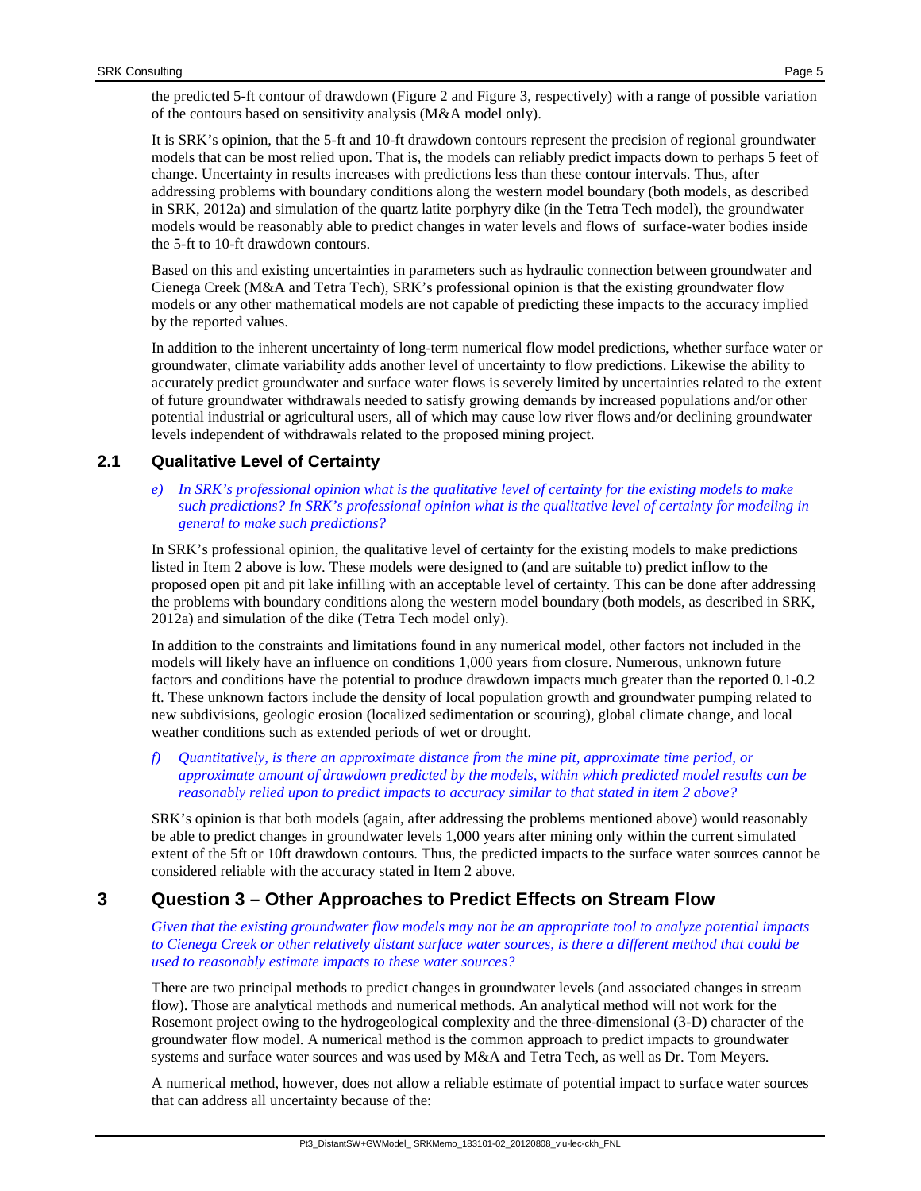the predicted 5-ft contour of drawdown (Figure 2 and Figure 3, respectively) with a range of possible variation of the contours based on sensitivity analysis (M&A model only).

It is SRK's opinion, that the 5-ft and 10-ft drawdown contours represent the precision of regional groundwater models that can be most relied upon. That is, the models can reliably predict impacts down to perhaps 5 feet of change. Uncertainty in results increases with predictions less than these contour intervals. Thus, after addressing problems with boundary conditions along the western model boundary (both models, as described in SRK, 2012a) and simulation of the quartz latite porphyry dike (in the Tetra Tech model), the groundwater models would be reasonably able to predict changes in water levels and flows of surface-water bodies inside the 5-ft to 10-ft drawdown contours.

Based on this and existing uncertainties in parameters such as hydraulic connection between groundwater and Cienega Creek (M&A and Tetra Tech), SRK's professional opinion is that the existing groundwater flow models or any other mathematical models are not capable of predicting these impacts to the accuracy implied by the reported values.

In addition to the inherent uncertainty of long-term numerical flow model predictions, whether surface water or groundwater, climate variability adds another level of uncertainty to flow predictions. Likewise the ability to accurately predict groundwater and surface water flows is severely limited by uncertainties related to the extent of future groundwater withdrawals needed to satisfy growing demands by increased populations and/or other potential industrial or agricultural users, all of which may cause low river flows and/or declining groundwater levels independent of withdrawals related to the proposed mining project.

## 2.1 Qualitative Level of Certainty

*e) In SRK's professional opinion what is the qualitative level of certainty for the existing models to make such predictions? In SRK's professional opinion what is the qualitative level of certainty for modeling in general to make such predictions?*

In SRK's professional opinion, the qualitative level of certainty for the existing models to make predictions listed in Item 2 above is low. These models were designed to (and are suitable to) predict inflow to the proposed open pit and pit lake infilling with an acceptable level of certainty. This can be done after addressing the problems with boundary conditions along the western model boundary (both models, as described in SRK, 2012a) and simulation of the dike (Tetra Tech model only).

In addition to the constraints and limitations found in any numerical model, other factors not included in the models will likely have an influence on conditions 1,000 years from closure. Numerous, unknown future factors and conditions have the potential to produce drawdown impacts much greater than the reported 0.1-0.2 ft. These unknown factors include the density of local population growth and groundwater pumping related to new subdivisions, geologic erosion (localized sedimentation or scouring), global climate change, and local weather conditions such as extended periods of wet or drought.

*f) Quantitatively, is there an approximate distance from the mine pit, approximate time period, or approximate amount of drawdown predicted by the models, within which predicted model results can be reasonably relied upon to predict impacts to accuracy similar to that stated in item 2 above?*

SRK's opinion is that both models (again, after addressing the problems mentioned above) would reasonably be able to predict changes in groundwater levels 1,000 years after mining only within the current simulated extent of the 5ft or 10ft drawdown contours. Thus, the predicted impacts to the surface water sources cannot be considered reliable with the accuracy stated in Item 2 above.

# 3 Question 3 – Other Approaches to Predict Effects on Stream Flow

*Given that the existing groundwater flow models may not be an appropriate tool to analyze potential impacts to Cienega Creek or other relatively distant surface water sources, is there a different method that could be used to reasonably estimate impacts to these water sources?*

There are two principal methods to predict changes in groundwater levels (and associated changes in stream flow). Those are analytical methods and numerical methods. An analytical method will not work for the Rosemont project owing to the hydrogeological complexity and the three-dimensional (3-D) character of the groundwater flow model. A numerical method is the common approach to predict impacts to groundwater systems and surface water sources and was used by M&A and Tetra Tech, as well as Dr. Tom Meyers.

A numerical method, however, does not allow a reliable estimate of potential impact to surface water sources that can address all uncertainty because of the: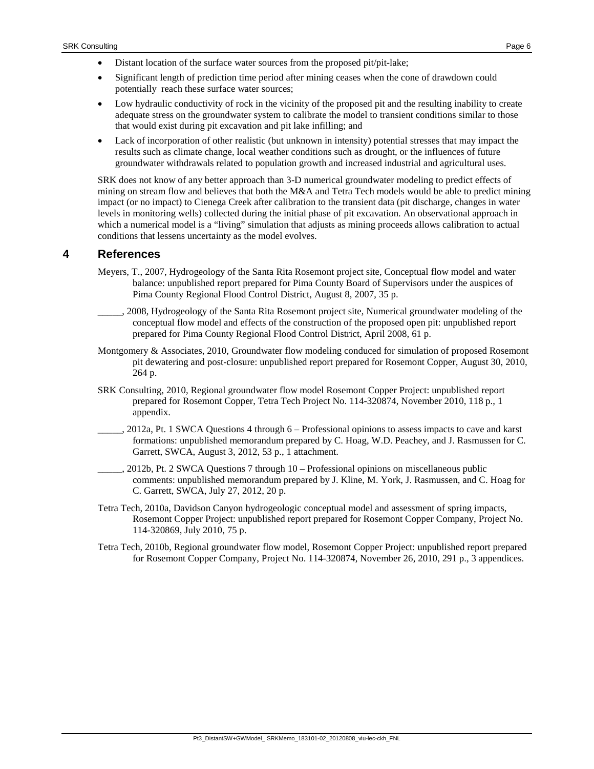- Distant location of the surface water sources from the proposed pit/pit-lake;
- Significant length of prediction time period after mining ceases when the cone of drawdown could potentially reach these surface water sources;
- Low hydraulic conductivity of rock in the vicinity of the proposed pit and the resulting inability to create adequate stress on the groundwater system to calibrate the model to transient conditions similar to those that would exist during pit excavation and pit lake infilling; and
- Lack of incorporation of other realistic (but unknown in intensity) potential stresses that may impact the results such as climate change, local weather conditions such as drought, or the influences of future groundwater withdrawals related to population growth and increased industrial and agricultural uses.

SRK does not know of any better approach than 3-D numerical groundwater modeling to predict effects of mining on stream flow and believes that both the M&A and Tetra Tech models would be able to predict mining impact (or no impact) to Cienega Creek after calibration to the transient data (pit discharge, changes in water levels in monitoring wells) collected during the initial phase of pit excavation. An observational approach in which a numerical model is a "living" simulation that adjusts as mining proceeds allows calibration to actual conditions that lessens uncertainty as the model evolves.

## 4 References

Meyers, T., 2007, Hydrogeology of the Santa Rita Rosemont project site, Conceptual flow model and water balance: unpublished report prepared for Pima County Board of Supervisors under the auspices of Pima County Regional Flood Control District, August 8, 2007, 35 p.

_____, 2008, Hydrogeology of the Santa Rita Rosemont project site, Numerical groundwater modeling of the conceptual flow model and effects of the construction of the proposed open pit: unpublished report prepared for Pima County Regional Flood Control District, April 2008, 61 p.

Montgomery & Associates, 2010, Groundwater flow modeling conduced for simulation of proposed Rosemont pit dewatering and post-closure: unpublished report prepared for Rosemont Copper, August 30, 2010, 264 p.

SRK Consulting, 2010, Regional groundwater flow model Rosemont Copper Project: unpublished report prepared for Rosemont Copper, Tetra Tech Project No. 114-320874, November 2010, 118 p., 1 appendix.

_____, 2012a, Pt. 1 SWCA Questions 4 through 6 – Professional opinions to assess impacts to cave and karst formations: unpublished memorandum prepared by C. Hoag, W.D. Peachey, and J. Rasmussen for C. Garrett, SWCA, August 3, 2012, 53 p., 1 attachment.

_____, 2012b, Pt. 2 SWCA Questions 7 through 10 – Professional opinions on miscellaneous public comments: unpublished memorandum prepared by J. Kline, M. York, J. Rasmussen, and C. Hoag for C. Garrett, SWCA, July 27, 2012, 20 p.

Tetra Tech, 2010a, Davidson Canyon hydrogeologic conceptual model and assessment of spring impacts, Rosemont Copper Project: unpublished report prepared for Rosemont Copper Company, Project No. 114-320869, July 2010, 75 p.

Tetra Tech, 2010b, Regional groundwater flow model, Rosemont Copper Project: unpublished report prepared for Rosemont Copper Company, Project No. 114-320874, November 26, 2010, 291 p., 3 appendices.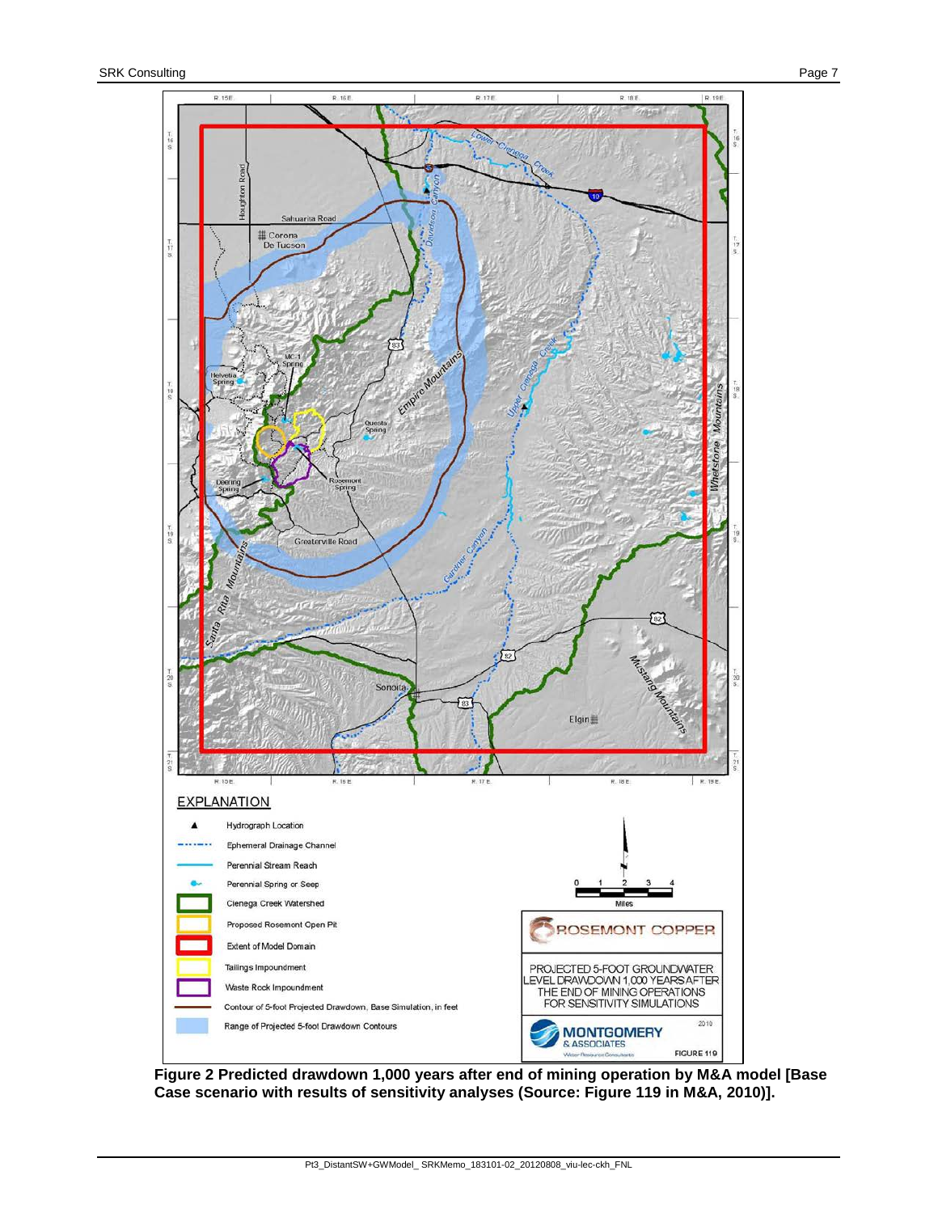**Figure 2 Predicted drawdown 1,000 years after end of mining operation by M&A model [Base Case scenario with results of sensitivity analyses (Source: Figure 119 in M&A, 2010)].**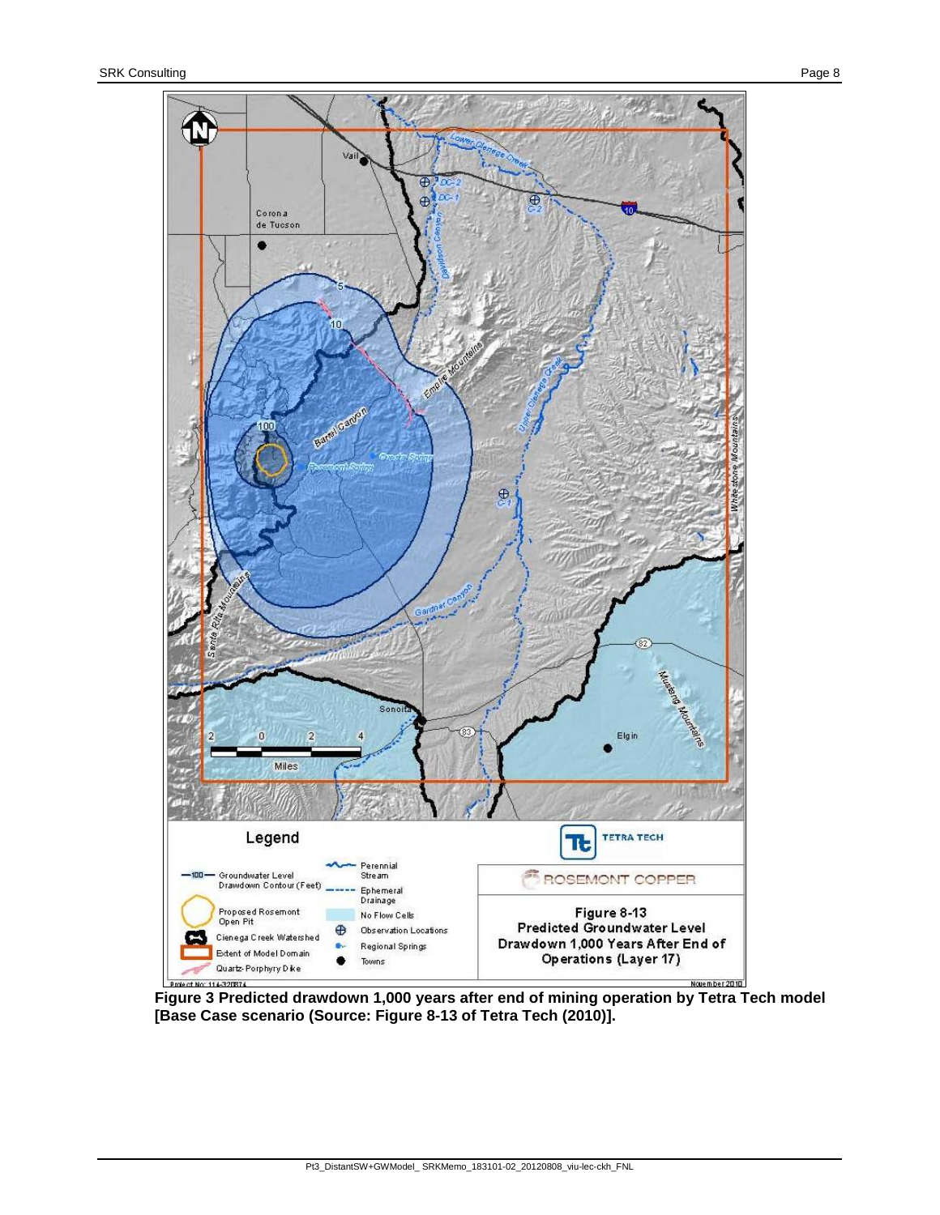Legend

Groundwater Level Drawdown Contour (Feet)

Proposed Rosemont Open Pit

Cienega Creek Watershed

Extent of Model Domain

Quartz-Porphyry Dike

Perennial Stream

Ephemeral Drainage

No Flow Cells

Observation Locations

Regional Springs

Towns

TETRA TECH

ROSEMONT COPPER

Figure 8-13
Predicted Groundwater Level Drawdown 1,000 Years After End of Operations (Layer 17)

Project No: 114-320874

November 2010

**Figure 3 Predicted drawdown 1,000 years after end of mining operation by Tetra Tech model [Base Case scenario (Source: Figure 8-13 of Tetra Tech (2010)].**